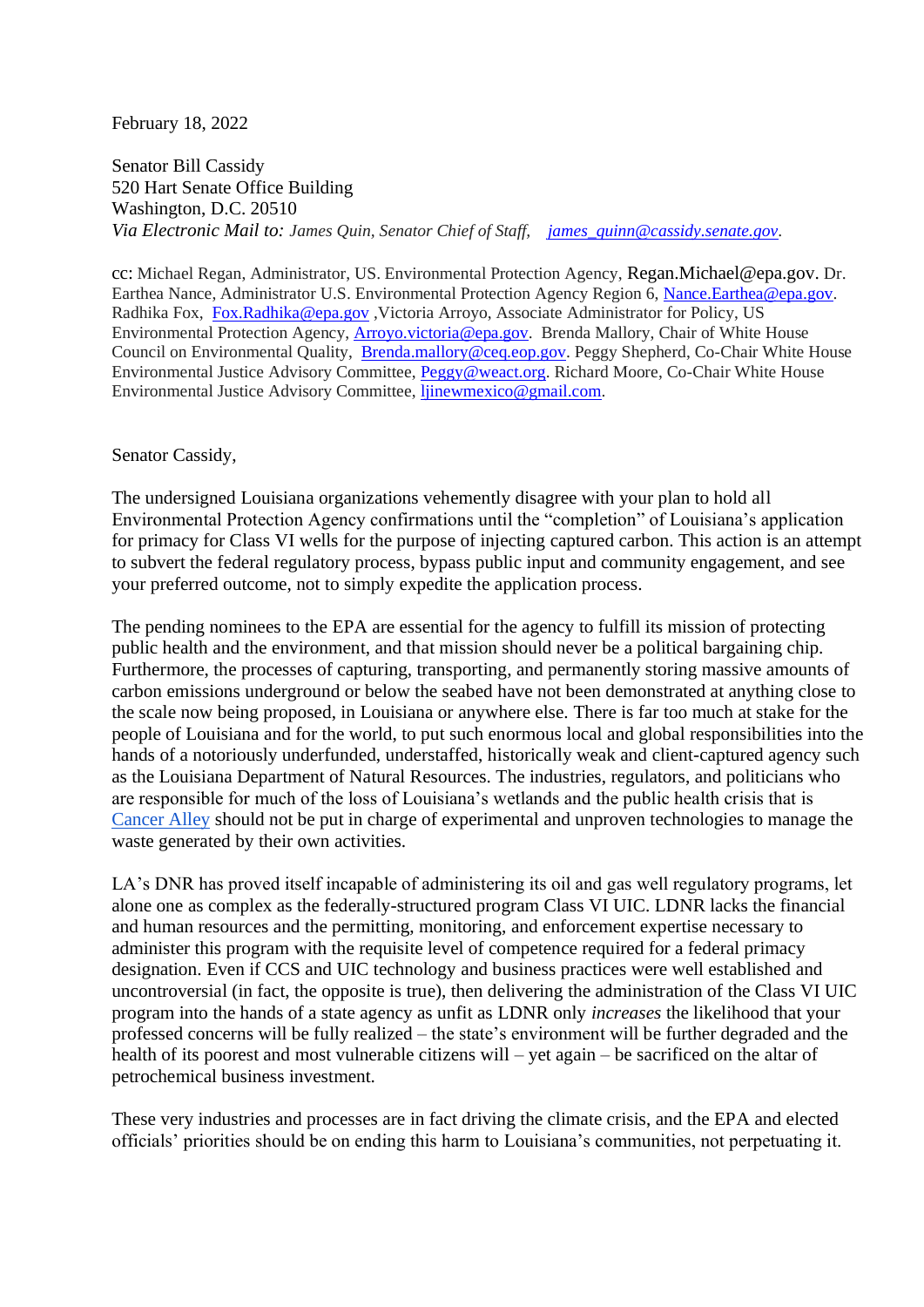February 18, 2022

Senator Bill Cassidy
520 Hart Senate Office Building
Washington, D.C. 20510
*Via Electronic Mail to: James Quin, Senator Chief of Staff, james_quinn@cassidy.senate.gov.*

cc: Michael Regan, Administrator, US. Environmental Protection Agency, Regan.Michael@epa.gov. Dr. Earthea Nance, Administrator U.S. Environmental Protection Agency Region 6, Nance.Earthea@epa.gov. Radhika Fox, Fox.Radhika@epa.gov ,Victoria Arroyo, Associate Administrator for Policy, US Environmental Protection Agency, Arroyo.victoria@epa.gov. Brenda Mallory, Chair of White House Council on Environmental Quality, Brenda.mallory@ceq.eop.gov. Peggy Shepherd, Co-Chair White House Environmental Justice Advisory Committee, Peggy@weact.org. Richard Moore, Co-Chair White House Environmental Justice Advisory Committee, ljinewmexico@gmail.com.

Senator Cassidy,

The undersigned Louisiana organizations vehemently disagree with your plan to hold all Environmental Protection Agency confirmations until the "completion" of Louisiana's application for primacy for Class VI wells for the purpose of injecting captured carbon. This action is an attempt to subvert the federal regulatory process, bypass public input and community engagement, and see your preferred outcome, not to simply expedite the application process.

The pending nominees to the EPA are essential for the agency to fulfill its mission of protecting public health and the environment, and that mission should never be a political bargaining chip. Furthermore, the processes of capturing, transporting, and permanently storing massive amounts of carbon emissions underground or below the seabed have not been demonstrated at anything close to the scale now being proposed, in Louisiana or anywhere else. There is far too much at stake for the people of Louisiana and for the world, to put such enormous local and global responsibilities into the hands of a notoriously underfunded, understaffed, historically weak and client-captured agency such as the Louisiana Department of Natural Resources. The industries, regulators, and politicians who are responsible for much of the loss of Louisiana's wetlands and the public health crisis that is Cancer Alley should not be put in charge of experimental and unproven technologies to manage the waste generated by their own activities.

LA's DNR has proved itself incapable of administering its oil and gas well regulatory programs, let alone one as complex as the federally-structured program Class VI UIC. LDNR lacks the financial and human resources and the permitting, monitoring, and enforcement expertise necessary to administer this program with the requisite level of competence required for a federal primacy designation. Even if CCS and UIC technology and business practices were well established and uncontroversial (in fact, the opposite is true), then delivering the administration of the Class VI UIC program into the hands of a state agency as unfit as LDNR only *increases* the likelihood that your professed concerns will be fully realized – the state's environment will be further degraded and the health of its poorest and most vulnerable citizens will – yet again – be sacrificed on the altar of petrochemical business investment.

These very industries and processes are in fact driving the climate crisis, and the EPA and elected officials' priorities should be on ending this harm to Louisiana's communities, not perpetuating it.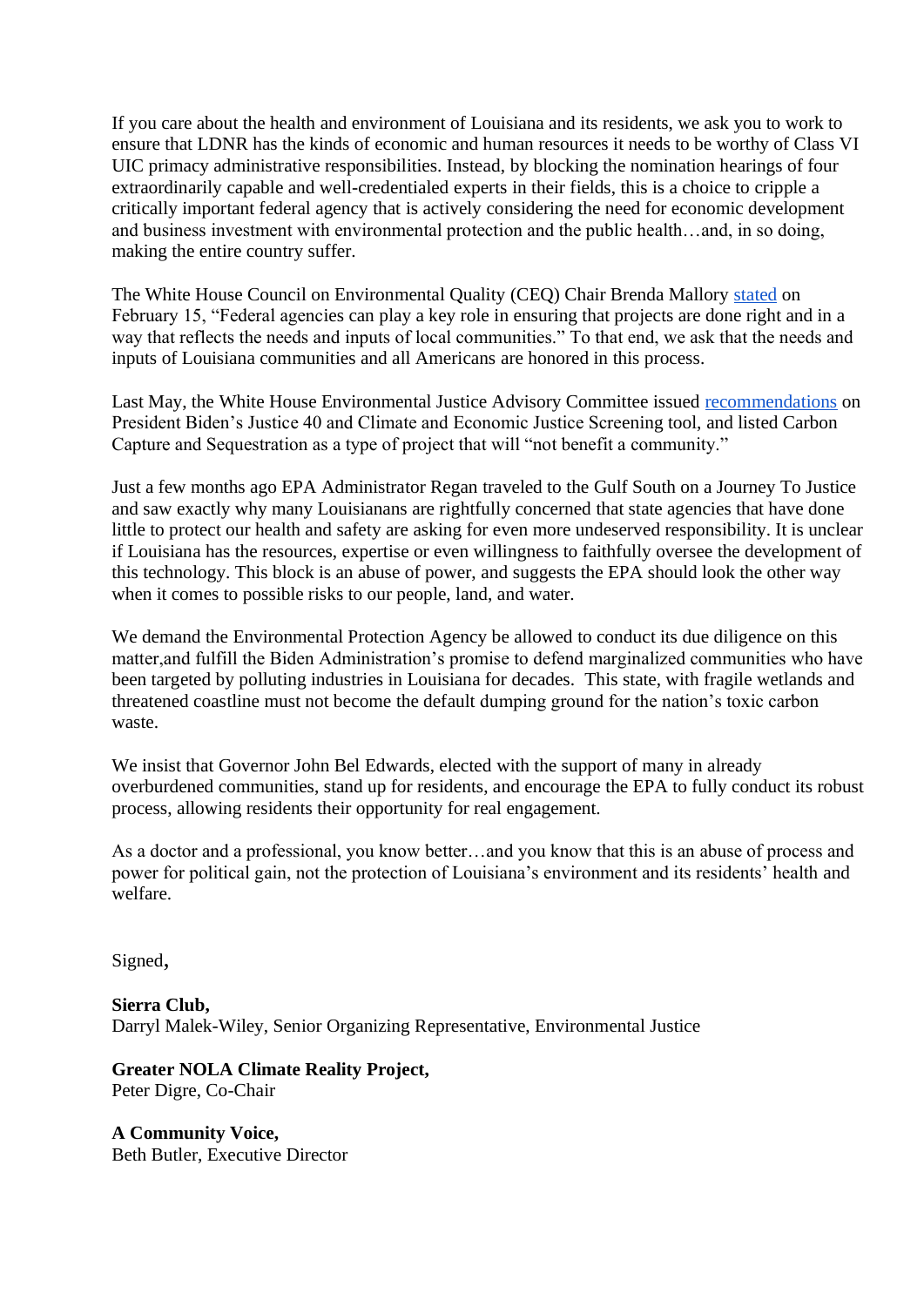If you care about the health and environment of Louisiana and its residents, we ask you to work to ensure that LDNR has the kinds of economic and human resources it needs to be worthy of Class VI UIC primacy administrative responsibilities. Instead, by blocking the nomination hearings of four extraordinarily capable and well-credentialed experts in their fields, this is a choice to cripple a critically important federal agency that is actively considering the need for economic development and business investment with environmental protection and the public health…and, in so doing, making the entire country suffer.

The White House Council on Environmental Quality (CEQ) Chair Brenda Mallory stated on February 15, "Federal agencies can play a key role in ensuring that projects are done right and in a way that reflects the needs and inputs of local communities." To that end, we ask that the needs and inputs of Louisiana communities and all Americans are honored in this process.

Last May, the White House Environmental Justice Advisory Committee issued recommendations on President Biden's Justice 40 and Climate and Economic Justice Screening tool, and listed Carbon Capture and Sequestration as a type of project that will "not benefit a community."

Just a few months ago EPA Administrator Regan traveled to the Gulf South on a Journey To Justice and saw exactly why many Louisianans are rightfully concerned that state agencies that have done little to protect our health and safety are asking for even more undeserved responsibility. It is unclear if Louisiana has the resources, expertise or even willingness to faithfully oversee the development of this technology. This block is an abuse of power, and suggests the EPA should look the other way when it comes to possible risks to our people, land, and water.

We demand the Environmental Protection Agency be allowed to conduct its due diligence on this matter,and fulfill the Biden Administration's promise to defend marginalized communities who have been targeted by polluting industries in Louisiana for decades. This state, with fragile wetlands and threatened coastline must not become the default dumping ground for the nation's toxic carbon waste.

We insist that Governor John Bel Edwards, elected with the support of many in already overburdened communities, stand up for residents, and encourage the EPA to fully conduct its robust process, allowing residents their opportunity for real engagement.

As a doctor and a professional, you know better…and you know that this is an abuse of process and power for political gain, not the protection of Louisiana's environment and its residents' health and welfare.

Signed,

**Sierra Club,**
Darryl Malek-Wiley, Senior Organizing Representative, Environmental Justice

**Greater NOLA Climate Reality Project,**
Peter Digre, Co-Chair

**A Community Voice,**
Beth Butler, Executive Director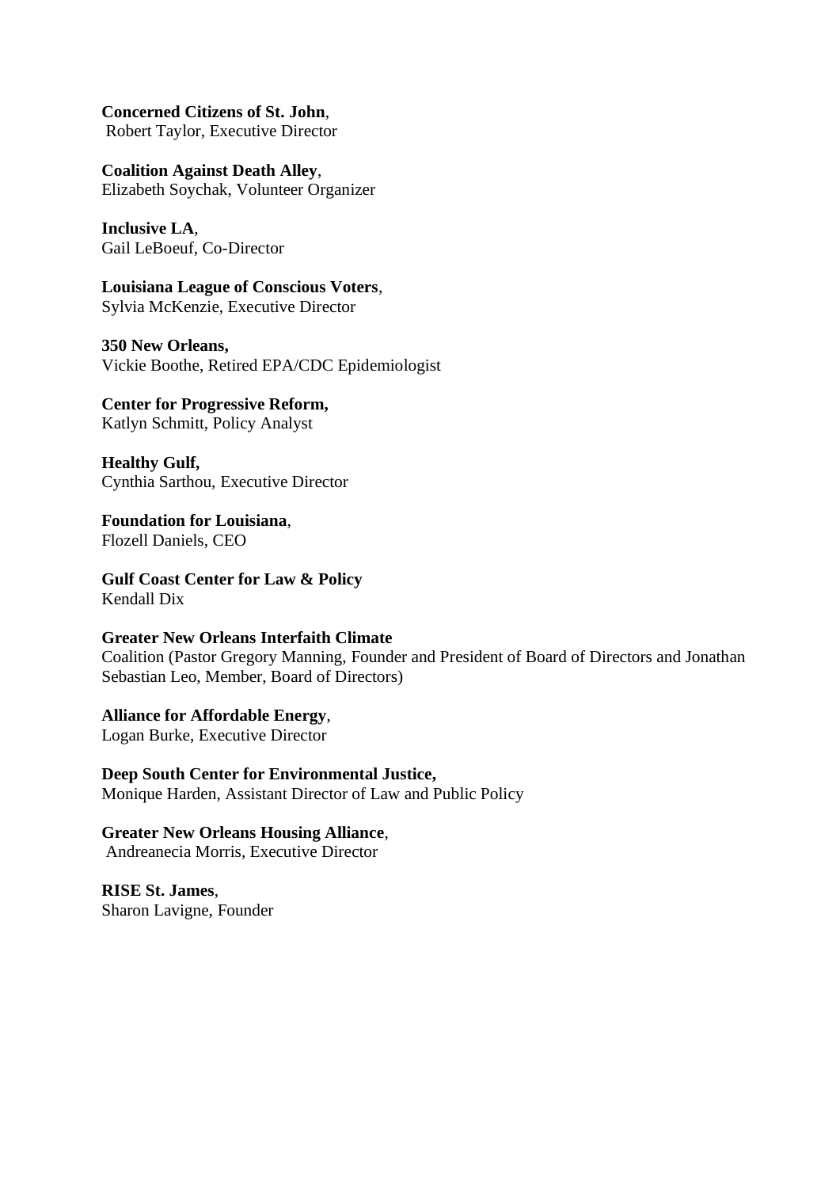**Concerned Citizens of St. John**,
Robert Taylor, Executive Director

**Coalition Against Death Alley**,
Elizabeth Soychak, Volunteer Organizer

**Inclusive LA**,
Gail LeBoeuf, Co-Director

**Louisiana League of Conscious Voters**,
Sylvia McKenzie, Executive Director

**350 New Orleans,**
Vickie Boothe, Retired EPA/CDC Epidemiologist

**Center for Progressive Reform,**
Katlyn Schmitt, Policy Analyst

**Healthy Gulf,**
Cynthia Sarthou, Executive Director

**Foundation for Louisiana**,
Flozell Daniels, CEO

**Gulf Coast Center for Law & Policy**
Kendall Dix

**Greater New Orleans Interfaith Climate**
Coalition (Pastor Gregory Manning, Founder and President of Board of Directors and Jonathan Sebastian Leo, Member, Board of Directors)

**Alliance for Affordable Energy**,
Logan Burke, Executive Director

**Deep South Center for Environmental Justice,**
Monique Harden, Assistant Director of Law and Public Policy

**Greater New Orleans Housing Alliance**,
Andreanecia Morris, Executive Director

**RISE St. James**,
Sharon Lavigne, Founder